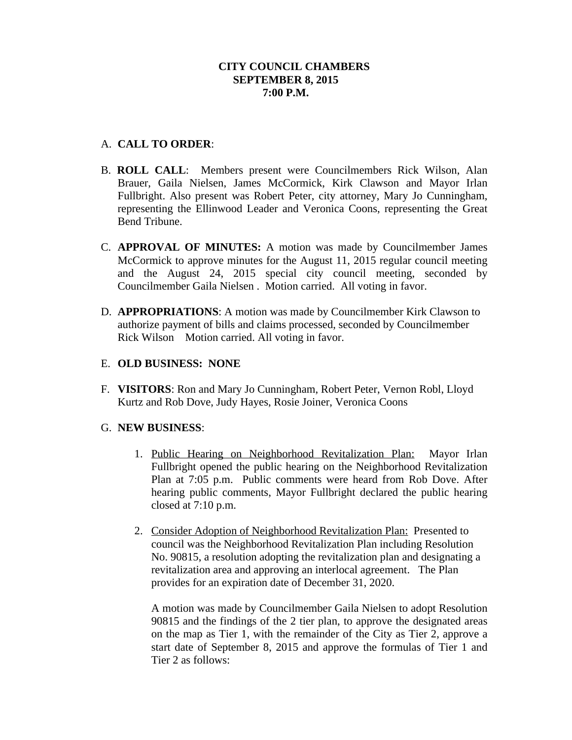**CITY COUNCIL CHAMBERS**
**SEPTEMBER 8, 2015**
**7:00 P.M.**

A. **CALL TO ORDER**:

B. **ROLL CALL**: Members present were Councilmembers Rick Wilson, Alan Brauer, Gaila Nielsen, James McCormick, Kirk Clawson and Mayor Irlan Fullbright. Also present was Robert Peter, city attorney, Mary Jo Cunningham, representing the Ellinwood Leader and Veronica Coons, representing the Great Bend Tribune.

C. **APPROVAL OF MINUTES:** A motion was made by Councilmember James McCormick to approve minutes for the August 11, 2015 regular council meeting and the August 24, 2015 special city council meeting, seconded by Councilmember Gaila Nielsen . Motion carried. All voting in favor.

D. **APPROPRIATIONS**: A motion was made by Councilmember Kirk Clawson to authorize payment of bills and claims processed, seconded by Councilmember Rick Wilson Motion carried. All voting in favor.

E. **OLD BUSINESS: NONE**

F. **VISITORS**: Ron and Mary Jo Cunningham, Robert Peter, Vernon Robl, Lloyd Kurtz and Rob Dove, Judy Hayes, Rosie Joiner, Veronica Coons

G. **NEW BUSINESS**:

1. Public Hearing on Neighborhood Revitalization Plan: Mayor Irlan Fullbright opened the public hearing on the Neighborhood Revitalization Plan at 7:05 p.m. Public comments were heard from Rob Dove. After hearing public comments, Mayor Fullbright declared the public hearing closed at 7:10 p.m.

2. Consider Adoption of Neighborhood Revitalization Plan: Presented to council was the Neighborhood Revitalization Plan including Resolution No. 90815, a resolution adopting the revitalization plan and designating a revitalization area and approving an interlocal agreement. The Plan provides for an expiration date of December 31, 2020.

   A motion was made by Councilmember Gaila Nielsen to adopt Resolution 90815 and the findings of the 2 tier plan, to approve the designated areas on the map as Tier 1, with the remainder of the City as Tier 2, approve a start date of September 8, 2015 and approve the formulas of Tier 1 and Tier 2 as follows: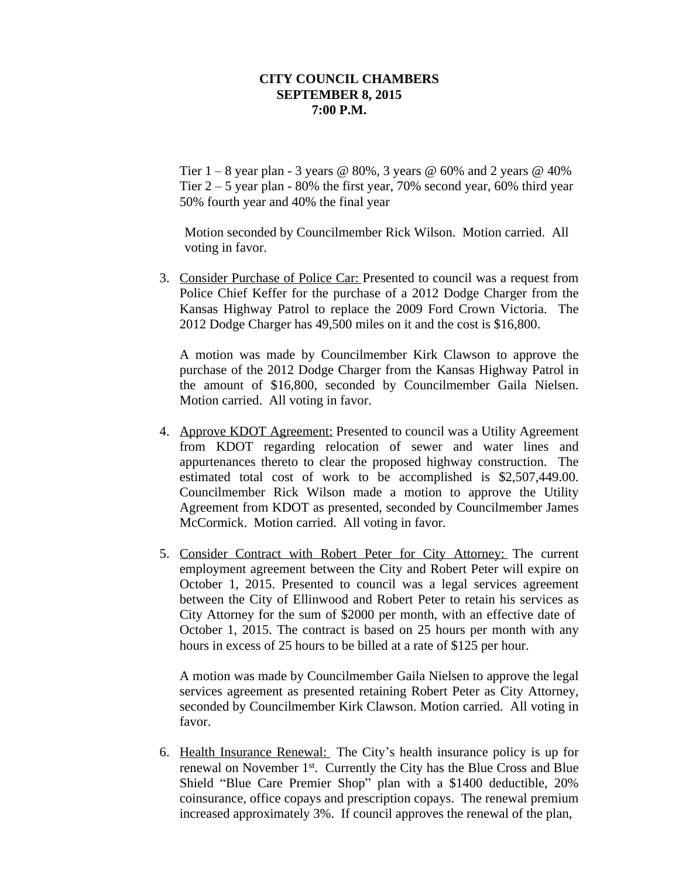**CITY COUNCIL CHAMBERS**
**SEPTEMBER 8, 2015**
**7:00 P.M.**

Tier 1 – 8 year plan - 3 years @ 80%, 3 years @ 60% and 2 years @ 40%
Tier 2 – 5 year plan - 80% the first year, 70% second year, 60% third year 50% fourth year and 40% the final year

Motion seconded by Councilmember Rick Wilson. Motion carried. All voting in favor.

3. Consider Purchase of Police Car: Presented to council was a request from Police Chief Keffer for the purchase of a 2012 Dodge Charger from the Kansas Highway Patrol to replace the 2009 Ford Crown Victoria. The 2012 Dodge Charger has 49,500 miles on it and the cost is $16,800.

   A motion was made by Councilmember Kirk Clawson to approve the purchase of the 2012 Dodge Charger from the Kansas Highway Patrol in the amount of $16,800, seconded by Councilmember Gaila Nielsen. Motion carried. All voting in favor.

4. Approve KDOT Agreement: Presented to council was a Utility Agreement from KDOT regarding relocation of sewer and water lines and appurtenances thereto to clear the proposed highway construction. The estimated total cost of work to be accomplished is $2,507,449.00. Councilmember Rick Wilson made a motion to approve the Utility Agreement from KDOT as presented, seconded by Councilmember James McCormick. Motion carried. All voting in favor.

5. Consider Contract with Robert Peter for City Attorney: The current employment agreement between the City and Robert Peter will expire on October 1, 2015. Presented to council was a legal services agreement between the City of Ellinwood and Robert Peter to retain his services as City Attorney for the sum of $2000 per month, with an effective date of October 1, 2015. The contract is based on 25 hours per month with any hours in excess of 25 hours to be billed at a rate of $125 per hour.

   A motion was made by Councilmember Gaila Nielsen to approve the legal services agreement as presented retaining Robert Peter as City Attorney, seconded by Councilmember Kirk Clawson. Motion carried. All voting in favor.

6. Health Insurance Renewal: The City's health insurance policy is up for renewal on November 1st. Currently the City has the Blue Cross and Blue Shield "Blue Care Premier Shop" plan with a $1400 deductible, 20% coinsurance, office copays and prescription copays. The renewal premium increased approximately 3%. If council approves the renewal of the plan,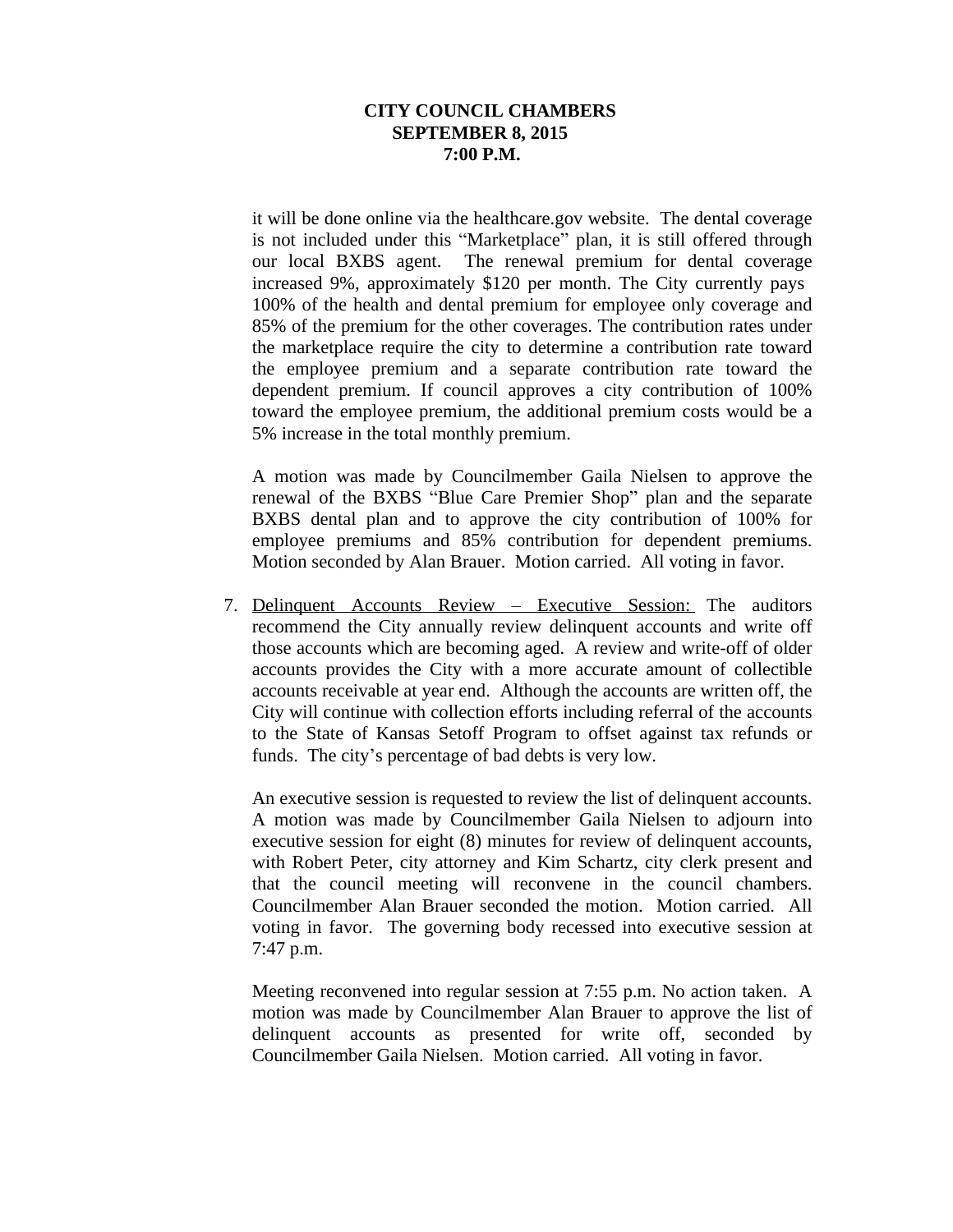**CITY COUNCIL CHAMBERS**
**SEPTEMBER 8, 2015**
**7:00 P.M.**

it will be done online via the healthcare.gov website. The dental coverage is not included under this "Marketplace" plan, it is still offered through our local BXBS agent. The renewal premium for dental coverage increased 9%, approximately $120 per month. The City currently pays 100% of the health and dental premium for employee only coverage and 85% of the premium for the other coverages. The contribution rates under the marketplace require the city to determine a contribution rate toward the employee premium and a separate contribution rate toward the dependent premium. If council approves a city contribution of 100% toward the employee premium, the additional premium costs would be a 5% increase in the total monthly premium.

A motion was made by Councilmember Gaila Nielsen to approve the renewal of the BXBS "Blue Care Premier Shop" plan and the separate BXBS dental plan and to approve the city contribution of 100% for employee premiums and 85% contribution for dependent premiums. Motion seconded by Alan Brauer. Motion carried. All voting in favor.

7. <u>Delinquent Accounts Review – Executive Session:</u> The auditors recommend the City annually review delinquent accounts and write off those accounts which are becoming aged. A review and write-off of older accounts provides the City with a more accurate amount of collectible accounts receivable at year end. Although the accounts are written off, the City will continue with collection efforts including referral of the accounts to the State of Kansas Setoff Program to offset against tax refunds or funds. The city's percentage of bad debts is very low.

   An executive session is requested to review the list of delinquent accounts. A motion was made by Councilmember Gaila Nielsen to adjourn into executive session for eight (8) minutes for review of delinquent accounts, with Robert Peter, city attorney and Kim Schartz, city clerk present and that the council meeting will reconvene in the council chambers. Councilmember Alan Brauer seconded the motion. Motion carried. All voting in favor. The governing body recessed into executive session at 7:47 p.m.

   Meeting reconvened into regular session at 7:55 p.m. No action taken. A motion was made by Councilmember Alan Brauer to approve the list of delinquent accounts as presented for write off, seconded by Councilmember Gaila Nielsen. Motion carried. All voting in favor.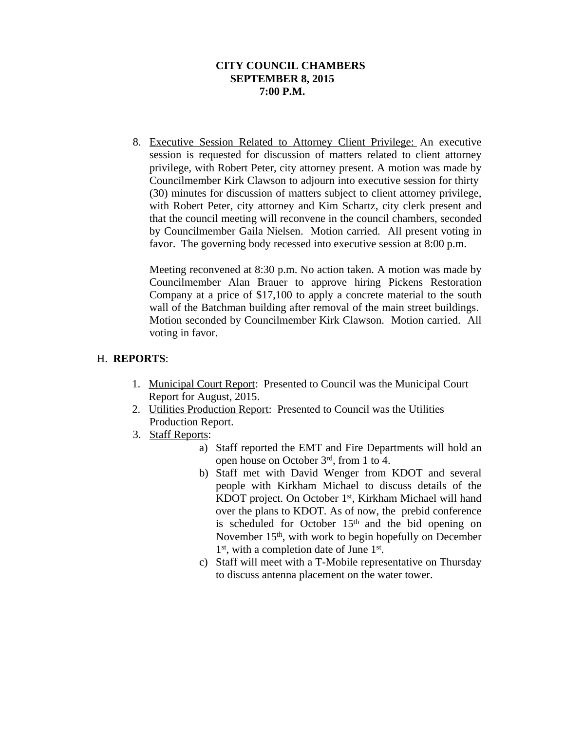**CITY COUNCIL CHAMBERS**
**SEPTEMBER 8, 2015**
**7:00 P.M.**

8. Executive Session Related to Attorney Client Privilege: An executive session is requested for discussion of matters related to client attorney privilege, with Robert Peter, city attorney present. A motion was made by Councilmember Kirk Clawson to adjourn into executive session for thirty (30) minutes for discussion of matters subject to client attorney privilege, with Robert Peter, city attorney and Kim Schartz, city clerk present and that the council meeting will reconvene in the council chambers, seconded by Councilmember Gaila Nielsen. Motion carried. All present voting in favor. The governing body recessed into executive session at 8:00 p.m.

   Meeting reconvened at 8:30 p.m. No action taken. A motion was made by Councilmember Alan Brauer to approve hiring Pickens Restoration Company at a price of $17,100 to apply a concrete material to the south wall of the Batchman building after removal of the main street buildings. Motion seconded by Councilmember Kirk Clawson. Motion carried. All voting in favor.

H. **REPORTS**:

1. Municipal Court Report: Presented to Council was the Municipal Court Report for August, 2015.
2. Utilities Production Report: Presented to Council was the Utilities Production Report.
3. Staff Reports:
   a) Staff reported the EMT and Fire Departments will hold an open house on October 3rd, from 1 to 4.
   b) Staff met with David Wenger from KDOT and several people with Kirkham Michael to discuss details of the KDOT project. On October 1st, Kirkham Michael will hand over the plans to KDOT. As of now, the prebid conference is scheduled for October 15th and the bid opening on November 15th, with work to begin hopefully on December 1st, with a completion date of June 1st.
   c) Staff will meet with a T-Mobile representative on Thursday to discuss antenna placement on the water tower.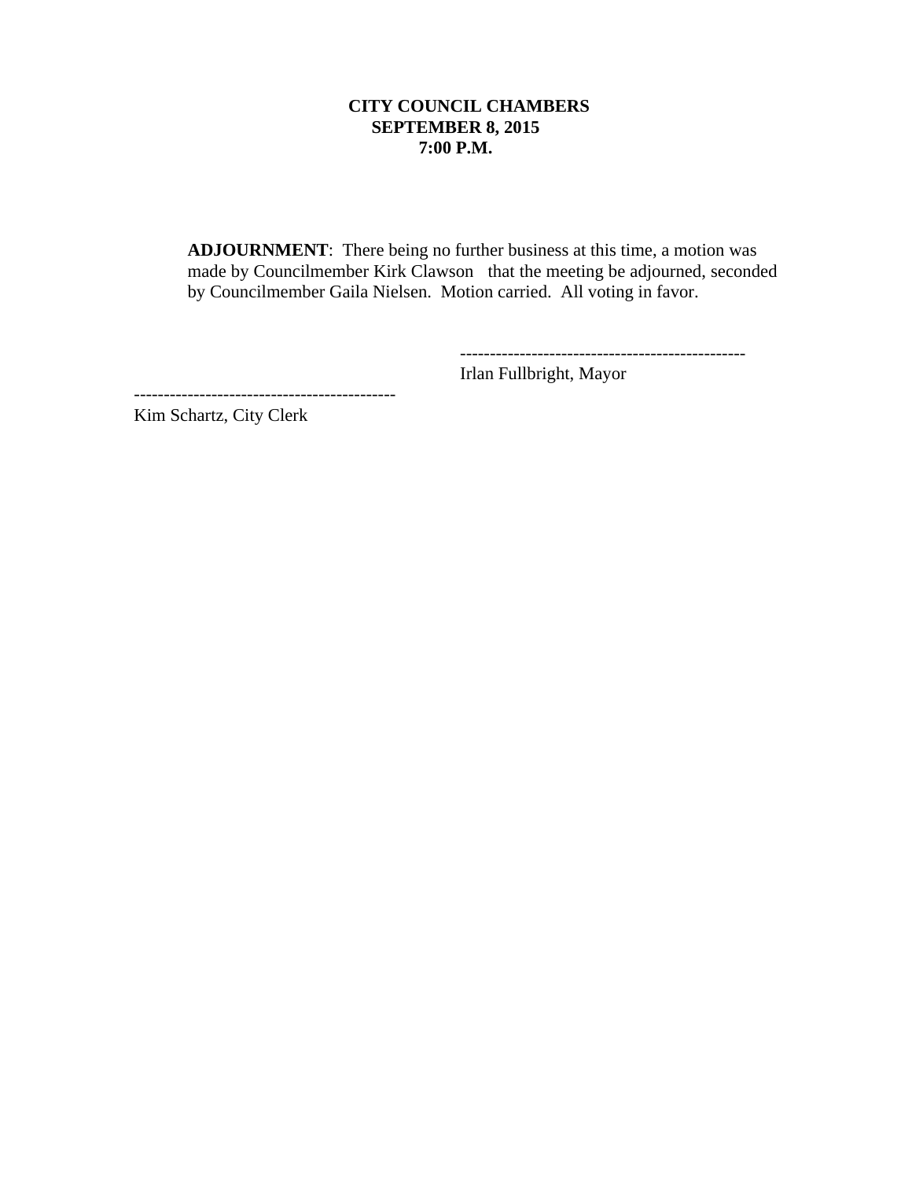**CITY COUNCIL CHAMBERS**
**SEPTEMBER 8, 2015**
**7:00 P.M.**

**ADJOURNMENT**: There being no further business at this time, a motion was made by Councilmember Kirk Clawson that the meeting be adjourned, seconded by Councilmember Gaila Nielsen. Motion carried. All voting in favor.

------------------------------------------------
Irlan Fullbright, Mayor

--------------------------------------------
Kim Schartz, City Clerk